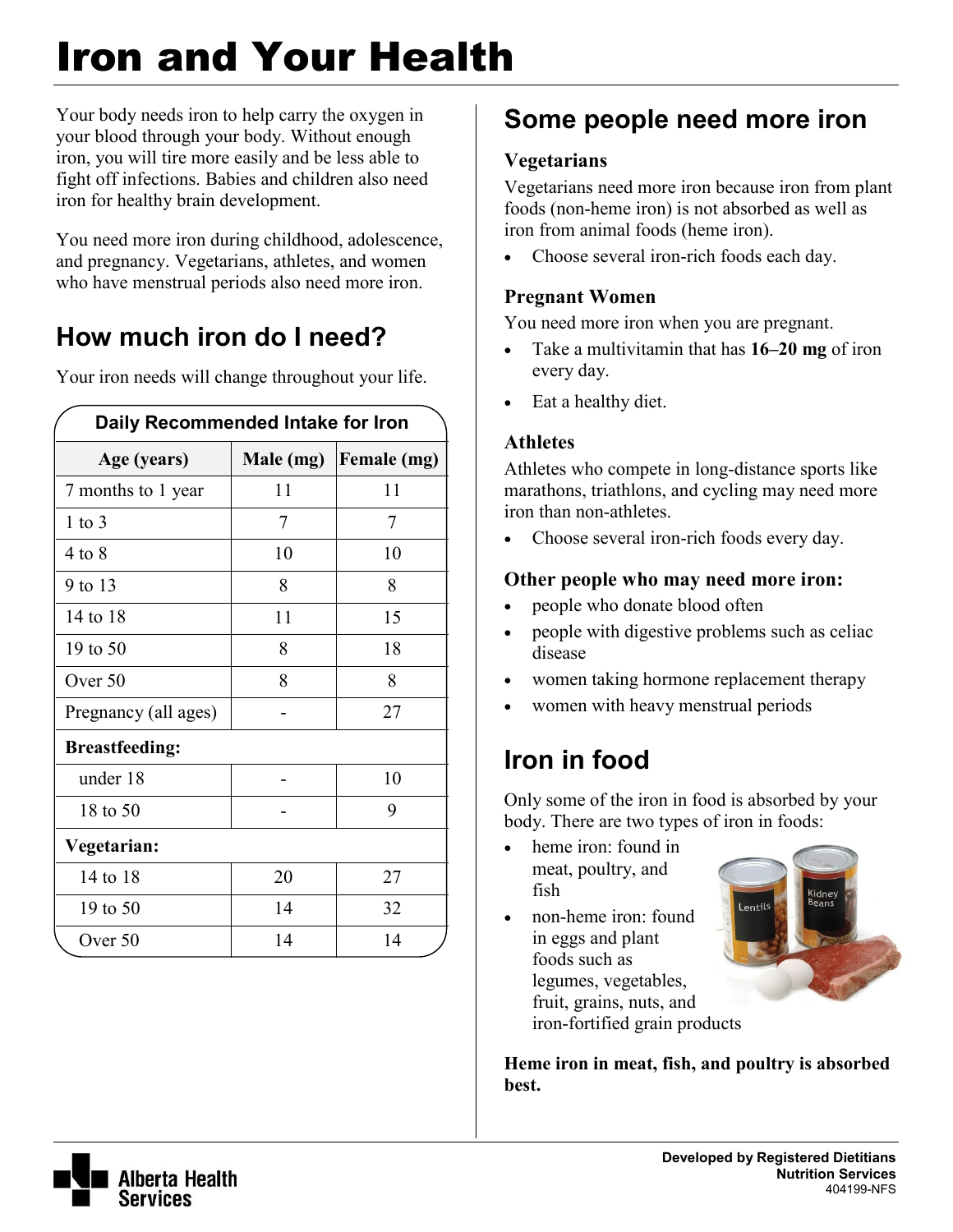# Iron and Your Health

Your body needs iron to help carry the oxygen in your blood through your body. Without enough iron, you will tire more easily and be less able to fight off infections. Babies and children also need iron for healthy brain development.

You need more iron during childhood, adolescence, and pregnancy. Vegetarians, athletes, and women who have menstrual periods also need more iron.

## How much iron do I need?

Your iron needs will change throughout your life.

**Daily Recommended Intake for Iron**

| Age (years) | Male (mg) | Female (mg) |
|---|---|---|
| 7 months to 1 year | 11 | 11 |
| 1 to 3 | 7 | 7 |
| 4 to 8 | 10 | 10 |
| 9 to 13 | 8 | 8 |
| 14 to 18 | 11 | 15 |
| 19 to 50 | 8 | 18 |
| Over 50 | 8 | 8 |
| Pregnancy (all ages) | - | 27 |
| **Breastfeeding:** | | |
| under 18 | - | 10 |
| 18 to 50 | - | 9 |
| **Vegetarian:** | | |
| 14 to 18 | 20 | 27 |
| 19 to 50 | 14 | 32 |
| Over 50 | 14 | 14 |

## Some people need more iron

### Vegetarians

Vegetarians need more iron because iron from plant foods (non-heme iron) is not absorbed as well as iron from animal foods (heme iron).

- Choose several iron-rich foods each day.

### Pregnant Women

You need more iron when you are pregnant.

- Take a multivitamin that has **16–20 mg** of iron every day.
- Eat a healthy diet.

### Athletes

Athletes who compete in long-distance sports like marathons, triathlons, and cycling may need more iron than non-athletes.

- Choose several iron-rich foods every day.

### Other people who may need more iron:

- people who donate blood often
- people with digestive problems such as celiac disease
- women taking hormone replacement therapy
- women with heavy menstrual periods

## Iron in food

Only some of the iron in food is absorbed by your body. There are two types of iron in foods:

- heme iron: found in meat, poultry, and fish
- non-heme iron: found in eggs and plant foods such as legumes, vegetables, fruit, grains, nuts, and iron-fortified grain products

**Heme iron in meat, fish, and poultry is absorbed best.**

**Developed by Registered Dietitians**
**Nutrition Services**
404199-NFS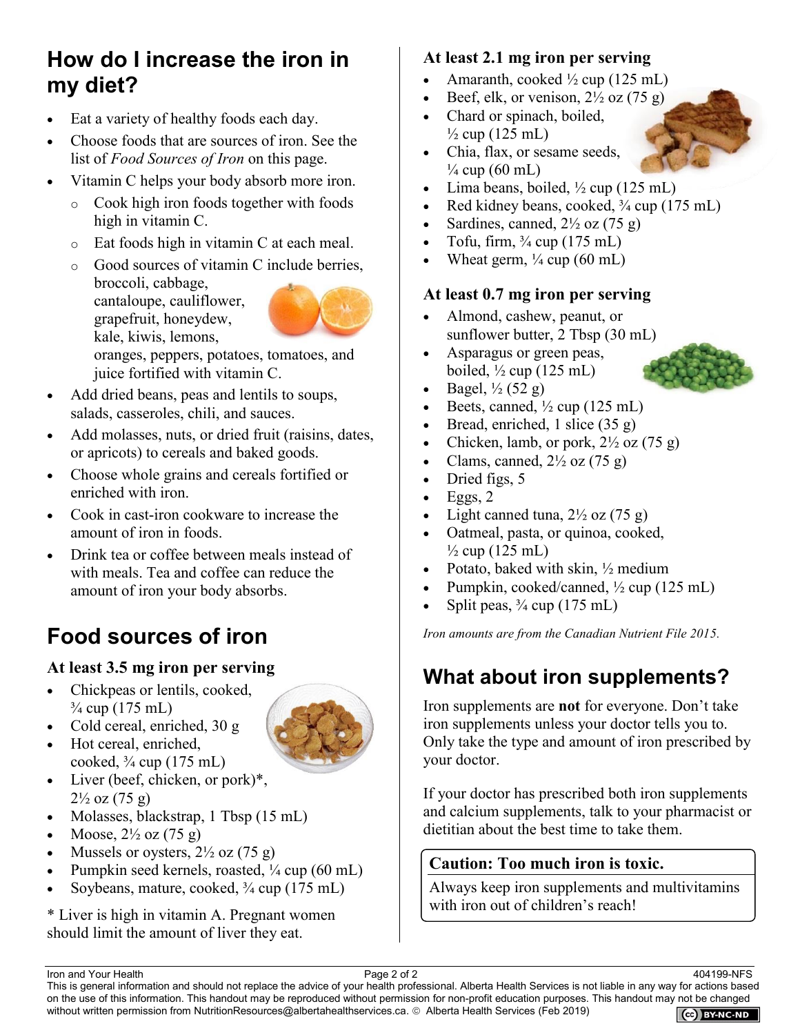## How do I increase the iron in my diet?

- Eat a variety of healthy foods each day.
- Choose foods that are sources of iron. See the list of *Food Sources of Iron* on this page.
- Vitamin C helps your body absorb more iron.
  - Cook high iron foods together with foods high in vitamin C.
  - Eat foods high in vitamin C at each meal.
  - Good sources of vitamin C include berries, broccoli, cabbage, cantaloupe, cauliflower, grapefruit, honeydew, kale, kiwis, lemons, oranges, peppers, potatoes, tomatoes, and juice fortified with vitamin C.
- Add dried beans, peas and lentils to soups, salads, casseroles, chili, and sauces.
- Add molasses, nuts, or dried fruit (raisins, dates, or apricots) to cereals and baked goods.
- Choose whole grains and cereals fortified or enriched with iron.
- Cook in cast-iron cookware to increase the amount of iron in foods.
- Drink tea or coffee between meals instead of with meals. Tea and coffee can reduce the amount of iron your body absorbs.

## Food sources of iron

### At least 3.5 mg iron per serving

- Chickpeas or lentils, cooked, ¾ cup (175 mL)
- Cold cereal, enriched, 30 g
- Hot cereal, enriched, cooked, ¾ cup (175 mL)
- Liver (beef, chicken, or pork)*, 2½ oz (75 g)
- Molasses, blackstrap, 1 Tbsp (15 mL)
- Moose, 2½ oz (75 g)
- Mussels or oysters, 2½ oz (75 g)
- Pumpkin seed kernels, roasted, ¼ cup (60 mL)
- Soybeans, mature, cooked, ¾ cup (175 mL)

* Liver is high in vitamin A. Pregnant women should limit the amount of liver they eat.

### At least 2.1 mg iron per serving

- Amaranth, cooked ½ cup (125 mL)
- Beef, elk, or venison, 2½ oz (75 g)
- Chard or spinach, boiled, ½ cup (125 mL)
- Chia, flax, or sesame seeds, ¼ cup (60 mL)
- Lima beans, boiled, ½ cup (125 mL)
- Red kidney beans, cooked, ¾ cup (175 mL)
- Sardines, canned, 2½ oz (75 g)
- Tofu, firm, ¾ cup (175 mL)
- Wheat germ, ¼ cup (60 mL)

### At least 0.7 mg iron per serving

- Almond, cashew, peanut, or sunflower butter, 2 Tbsp (30 mL)
- Asparagus or green peas, boiled, ½ cup (125 mL)
- Bagel, ½ (52 g)
- Beets, canned, ½ cup (125 mL)
- Bread, enriched, 1 slice (35 g)
- Chicken, lamb, or pork, 2½ oz (75 g)
- Clams, canned, 2½ oz (75 g)
- Dried figs, 5
- Eggs, 2
- Light canned tuna, 2½ oz (75 g)
- Oatmeal, pasta, or quinoa, cooked, ½ cup (125 mL)
- Potato, baked with skin, ½ medium
- Pumpkin, cooked/canned, ½ cup (125 mL)
- Split peas, ¾ cup (175 mL)

*Iron amounts are from the Canadian Nutrient File 2015.*

## What about iron supplements?

Iron supplements are **not** for everyone. Don't take iron supplements unless your doctor tells you to. Only take the type and amount of iron prescribed by your doctor.

If your doctor has prescribed both iron supplements and calcium supplements, talk to your pharmacist or dietitian about the best time to take them.

**Caution: Too much iron is toxic.**

Always keep iron supplements and multivitamins with iron out of children's reach!

This is general information and should not replace the advice of your health professional. Alberta Health Services is not liable in any way for actions based on the use of this information. This handout may be reproduced without permission for non-profit education purposes. This handout may not be changed without written permission from NutritionResources@albertahealthservices.ca. © Alberta Health Services (Feb 2019)